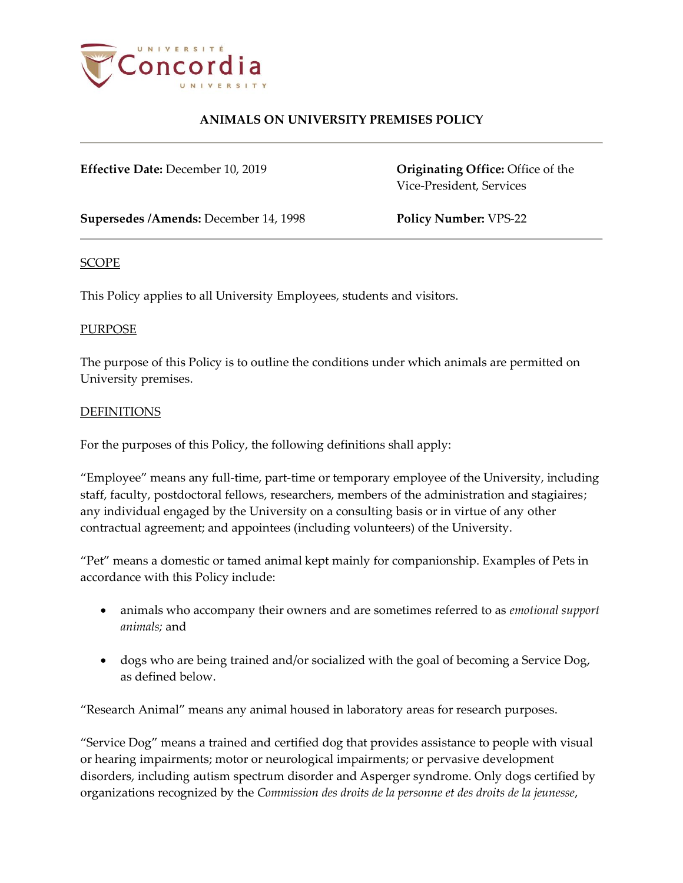# ANIMALS ON UNIVERSITY PREMISES POLICY

**Effective Date:** December 10, 2019

**Originating Office:** Office of the Vice-President, Services

**Supersedes /Amends:** December 14, 1998

**Policy Number:** VPS-22

## SCOPE

This Policy applies to all University Employees, students and visitors.

## PURPOSE

The purpose of this Policy is to outline the conditions under which animals are permitted on University premises.

## DEFINITIONS

For the purposes of this Policy, the following definitions shall apply:

"Employee" means any full-time, part-time or temporary employee of the University, including staff, faculty, postdoctoral fellows, researchers, members of the administration and stagiaires; any individual engaged by the University on a consulting basis or in virtue of any other contractual agreement; and appointees (including volunteers) of the University.

"Pet" means a domestic or tamed animal kept mainly for companionship. Examples of Pets in accordance with this Policy include:

- animals who accompany their owners and are sometimes referred to as *emotional support animals;* and
- dogs who are being trained and/or socialized with the goal of becoming a Service Dog, as defined below.

"Research Animal" means any animal housed in laboratory areas for research purposes.

"Service Dog" means a trained and certified dog that provides assistance to people with visual or hearing impairments; motor or neurological impairments; or pervasive development disorders, including autism spectrum disorder and Asperger syndrome. Only dogs certified by organizations recognized by the *Commission des droits de la personne et des droits de la jeunesse*,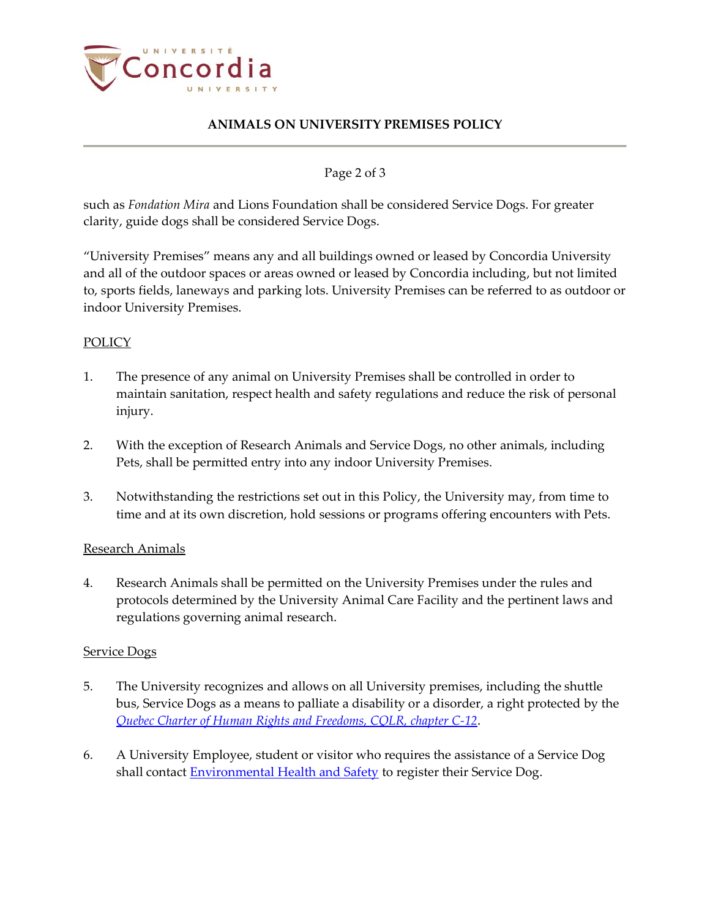such as *Fondation Mira* and Lions Foundation shall be considered Service Dogs. For greater clarity, guide dogs shall be considered Service Dogs.

"University Premises" means any and all buildings owned or leased by Concordia University and all of the outdoor spaces or areas owned or leased by Concordia including, but not limited to, sports fields, laneways and parking lots. University Premises can be referred to as outdoor or indoor University Premises.

## POLICY

1. The presence of any animal on University Premises shall be controlled in order to maintain sanitation, respect health and safety regulations and reduce the risk of personal injury.

2. With the exception of Research Animals and Service Dogs, no other animals, including Pets, shall be permitted entry into any indoor University Premises.

3. Notwithstanding the restrictions set out in this Policy, the University may, from time to time and at its own discretion, hold sessions or programs offering encounters with Pets.

### Research Animals

4. Research Animals shall be permitted on the University Premises under the rules and protocols determined by the University Animal Care Facility and the pertinent laws and regulations governing animal research.

### Service Dogs

5. The University recognizes and allows on all University premises, including the shuttle bus, Service Dogs as a means to palliate a disability or a disorder, a right protected by the *Quebec Charter of Human Rights and Freedoms, CQLR, chapter C-12*.

6. A University Employee, student or visitor who requires the assistance of a Service Dog shall contact Environmental Health and Safety to register their Service Dog.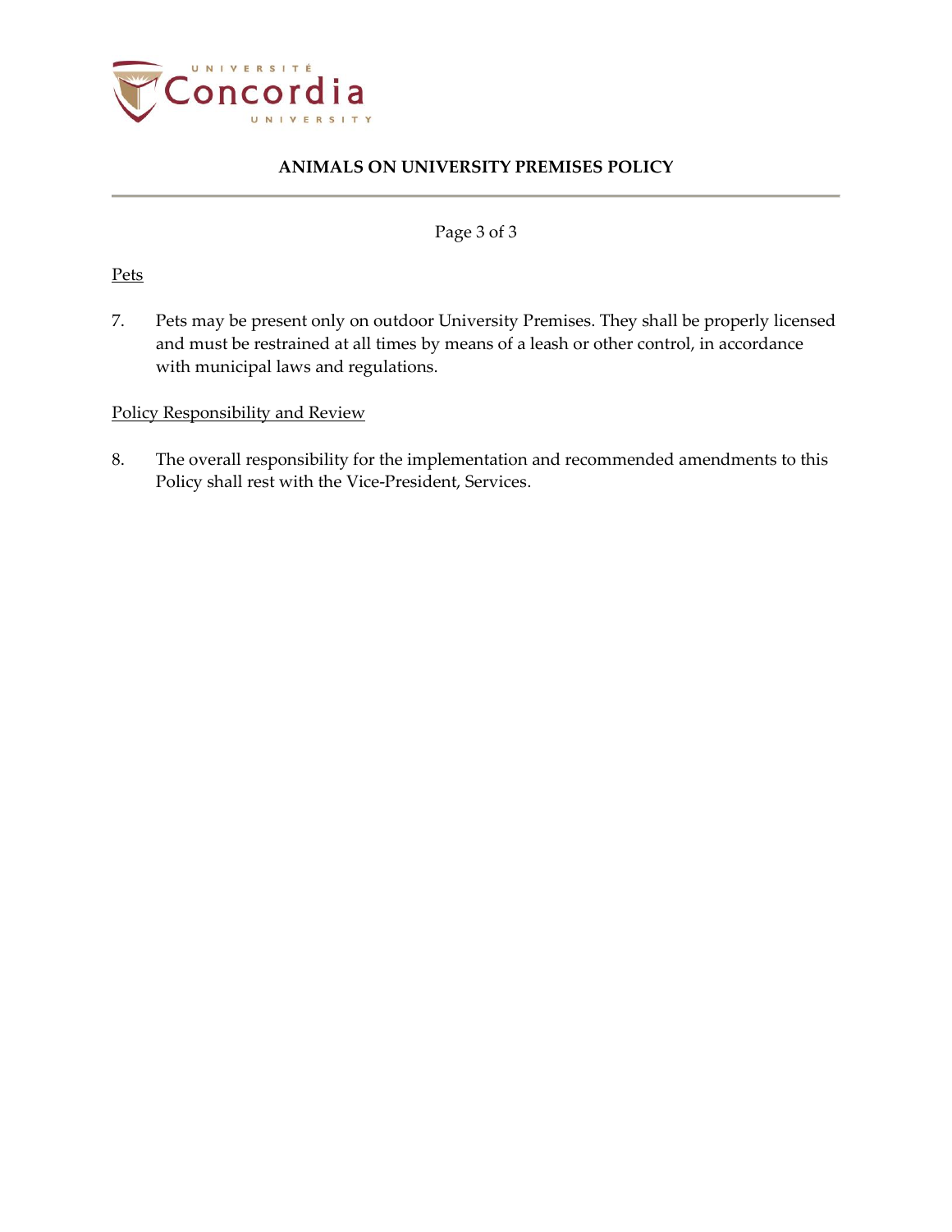Pets

7. Pets may be present only on outdoor University Premises. They shall be properly licensed and must be restrained at all times by means of a leash or other control, in accordance with municipal laws and regulations.

Policy Responsibility and Review

8. The overall responsibility for the implementation and recommended amendments to this Policy shall rest with the Vice-President, Services.